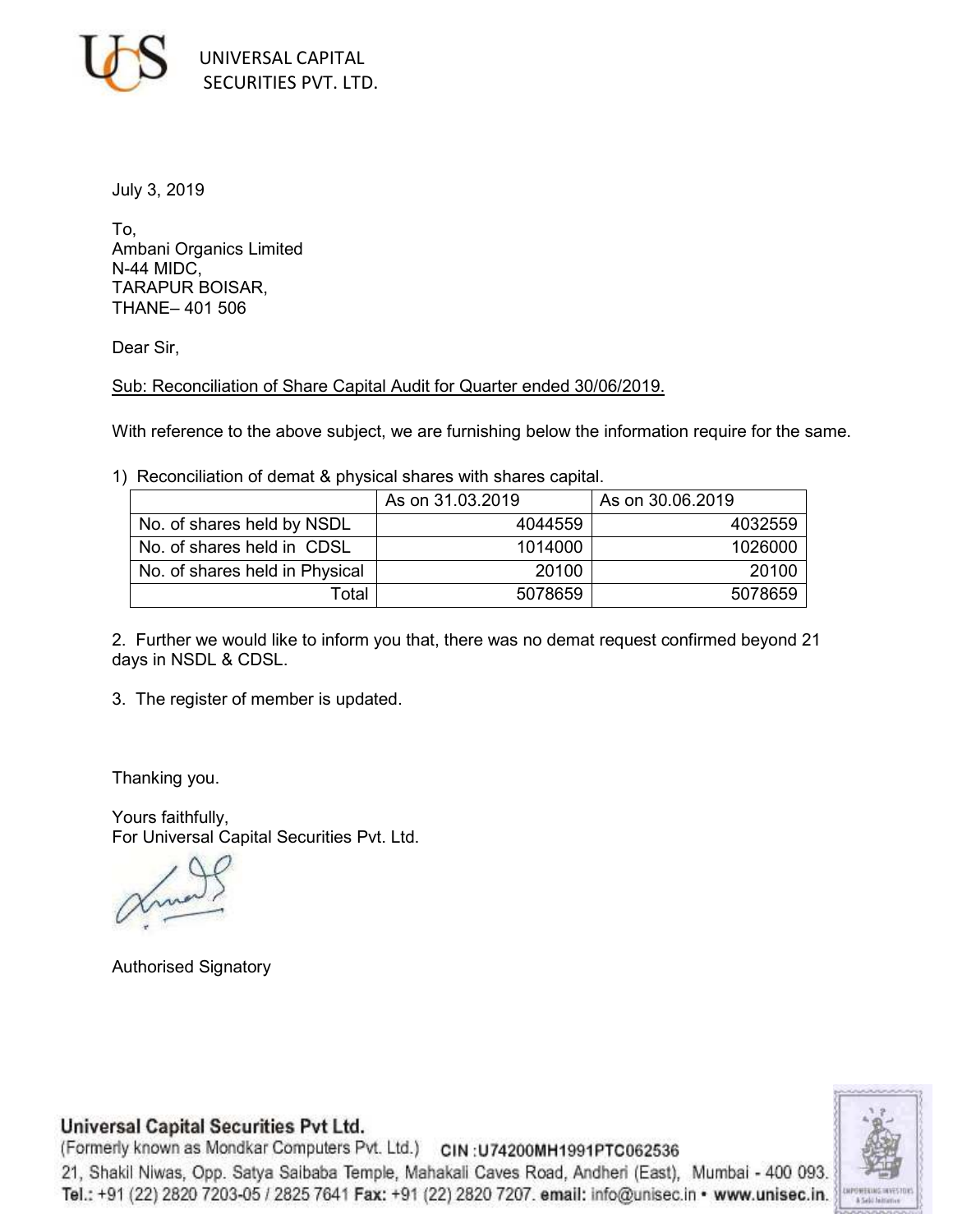UNIVERSAL CAPITAL SECURITIES PVT. LTD.

July 3, 2019

To,
Ambani Organics Limited
N-44 MIDC,
TARAPUR BOISAR,
THANE– 401 506

Dear Sir,

Sub: Reconciliation of Share Capital Audit for Quarter ended 30/06/2019.

With reference to the above subject, we are furnishing below the information require for the same.

1) Reconciliation of demat & physical shares with shares capital.

| | As on 31.03.2019 | As on 30.06.2019 |
|---|---|---|
| No. of shares held by NSDL | 4044559 | 4032559 |
| No. of shares held in CDSL | 1014000 | 1026000 |
| No. of shares held in Physical | 20100 | 20100 |
| Total | 5078659 | 5078659 |

2. Further we would like to inform you that, there was no demat request confirmed beyond 21 days in NSDL & CDSL.

3. The register of member is updated.

Thanking you.

Yours faithfully,
For Universal Capital Securities Pvt. Ltd.

Authorised Signatory

**Universal Capital Securities Pvt Ltd.**
(Formerly known as Mondkar Computers Pvt. Ltd.) CIN :U74200MH1991PTC062536
21, Shakil Niwas, Opp. Satya Saibaba Temple, Mahakali Caves Road, Andheri (East), Mumbai - 400 093.
**Tel.:** +91 (22) 2820 7203-05 / 2825 7641 **Fax:** +91 (22) 2820 7207. **email:** info@unisec.in • **www.unisec.in.**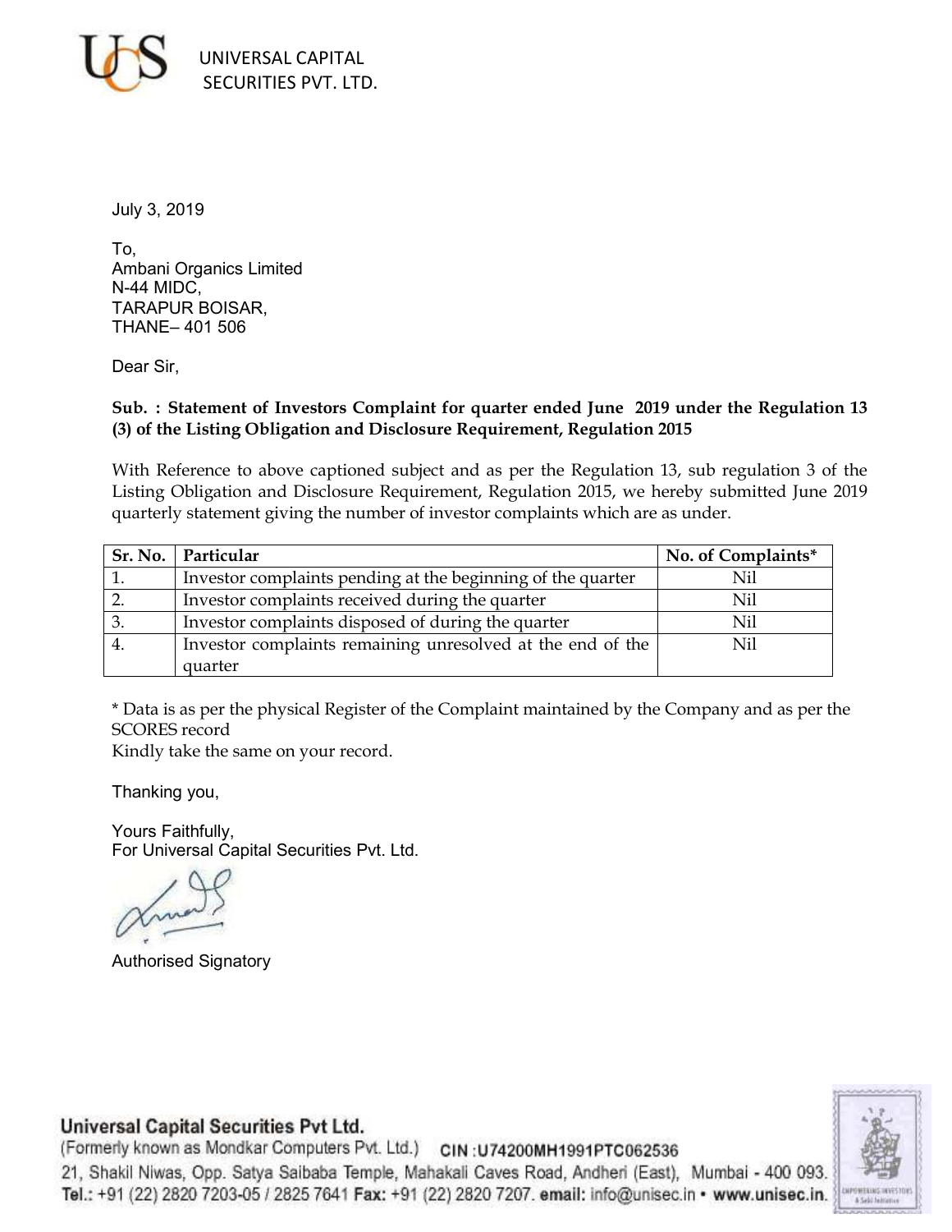UNIVERSAL CAPITAL SECURITIES PVT. LTD.

July 3, 2019

To,
Ambani Organics Limited
N-44 MIDC,
TARAPUR BOISAR,
THANE– 401 506

Dear Sir,

**Sub. : Statement of Investors Complaint for quarter ended June 2019 under the Regulation 13 (3) of the Listing Obligation and Disclosure Requirement, Regulation 2015**

With Reference to above captioned subject and as per the Regulation 13, sub regulation 3 of the Listing Obligation and Disclosure Requirement, Regulation 2015, we hereby submitted June 2019 quarterly statement giving the number of investor complaints which are as under.

| Sr. No. | Particular | No. of Complaints* |
|---|---|---|
| 1. | Investor complaints pending at the beginning of the quarter | Nil |
| 2. | Investor complaints received during the quarter | Nil |
| 3. | Investor complaints disposed of during the quarter | Nil |
| 4. | Investor complaints remaining unresolved at the end of the quarter | Nil |

* Data is as per the physical Register of the Complaint maintained by the Company and as per the SCORES record

Kindly take the same on your record.

Thanking you,

Yours Faithfully,
For Universal Capital Securities Pvt. Ltd.

Authorised Signatory

**Universal Capital Securities Pvt Ltd.**
(Formerly known as Mondkar Computers Pvt. Ltd.) CIN :U74200MH1991PTC062536
21, Shakil Niwas, Opp. Satya Saibaba Temple, Mahakali Caves Road, Andheri (East), Mumbai - 400 093.
**Tel.:** +91 (22) 2820 7203-05 / 2825 7641 **Fax:** +91 (22) 2820 7207. **email:** info@unisec.in • **www.unisec.in.**